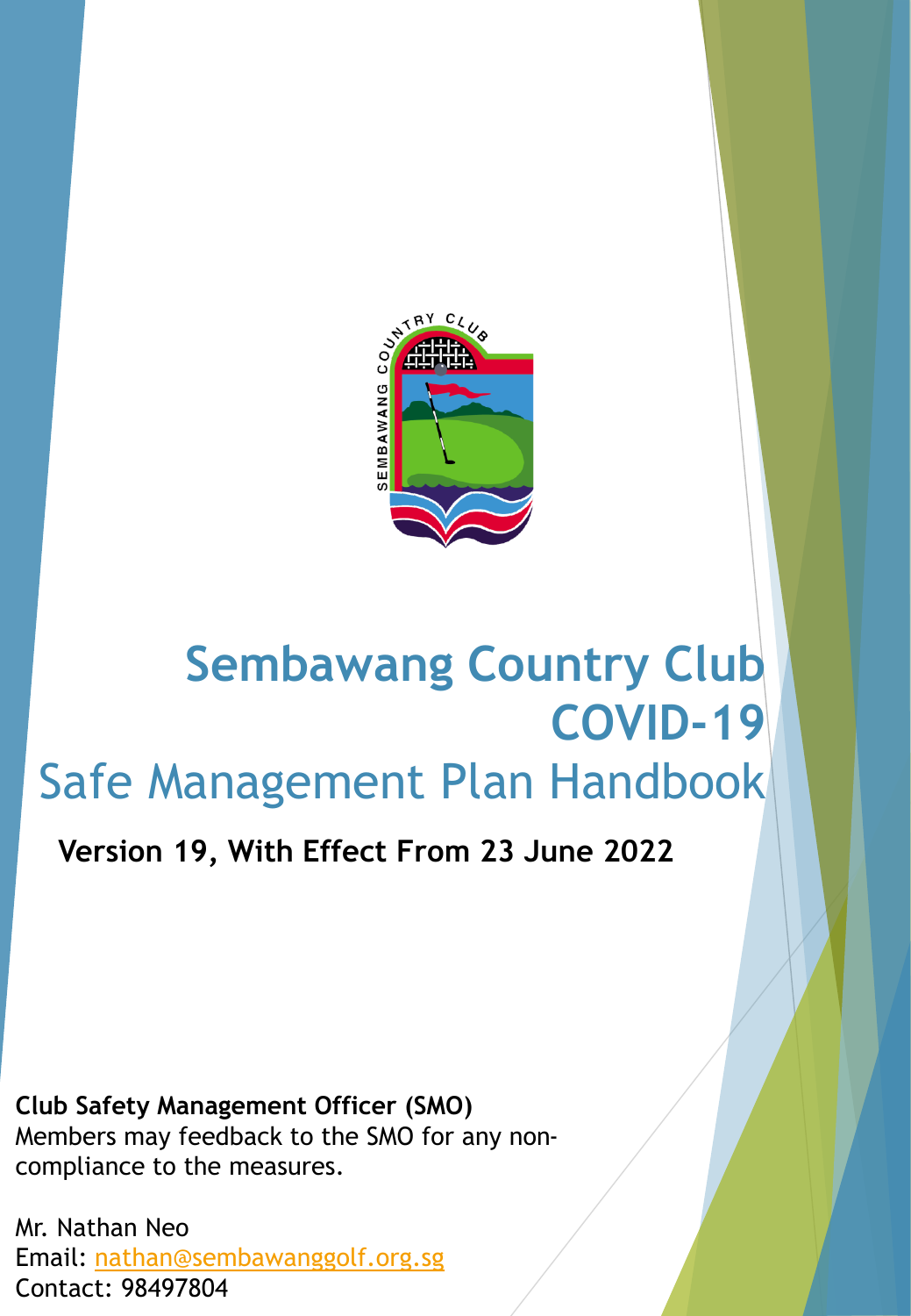# Sembawang Country Club COVID-19

# Safe Management Plan Handbook

**Version 19, With Effect From 23 June 2022**

**Club Safety Management Officer (SMO)**
Members may feedback to the SMO for any non-compliance to the measures.

Mr. Nathan Neo
Email: nathan@sembawanggolf.org.sg
Contact: 98497804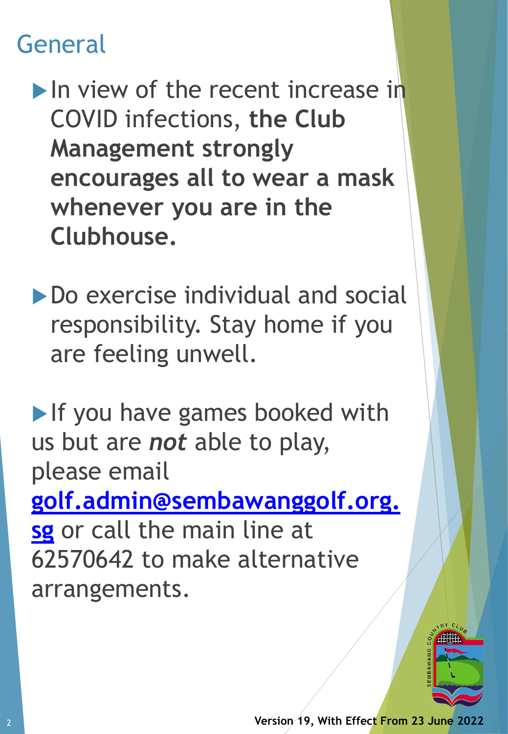# General

- In view of the recent increase in COVID infections, **the Club Management strongly encourages all to wear a mask whenever you are in the Clubhouse.**

- Do exercise individual and social responsibility. Stay home if you are feeling unwell.

- If you have games booked with us but are ***not*** able to play, please email **golf.admin@sembawanggolf.org.sg** or call the main line at 62570642 to make alternative arrangements.

**Version 19, With Effect From 23 June 2022**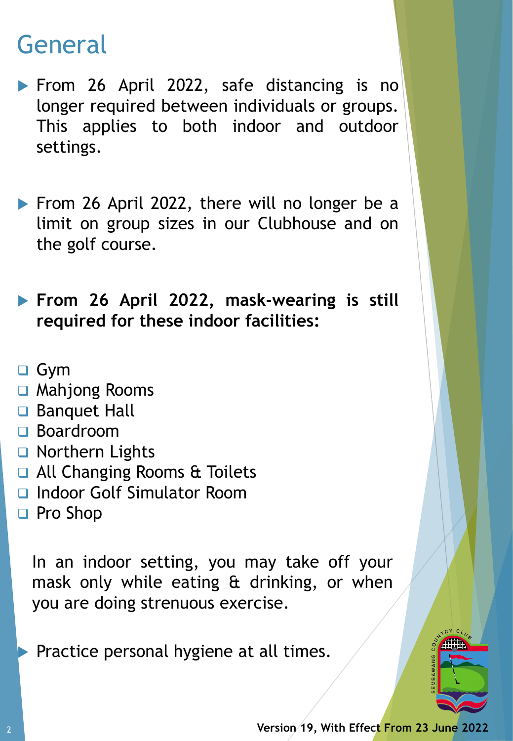# General

- From 26 April 2022, safe distancing is no longer required between individuals or groups. This applies to both indoor and outdoor settings.
- From 26 April 2022, there will no longer be a limit on group sizes in our Clubhouse and on the golf course.
- **From 26 April 2022, mask-wearing is still required for these indoor facilities:**

- Gym
- Mahjong Rooms
- Banquet Hall
- Boardroom
- Northern Lights
- All Changing Rooms & Toilets
- Indoor Golf Simulator Room
- Pro Shop

In an indoor setting, you may take off your mask only while eating & drinking, or when you are doing strenuous exercise.

- Practice personal hygiene at all times.

**Version 19, With Effect From 23 June 2022**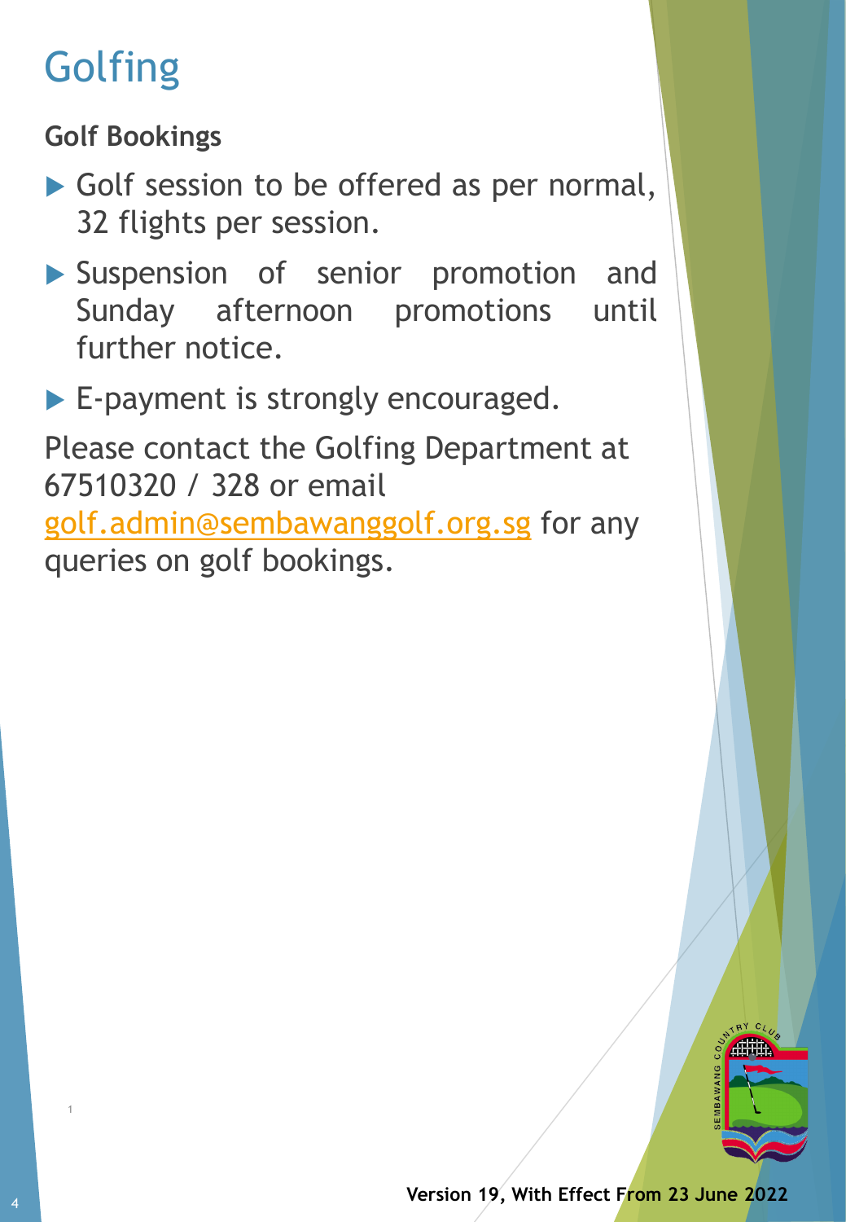# Golfing

### Golf Bookings

- Golf session to be offered as per normal, 32 flights per session.
- Suspension of senior promotion and Sunday afternoon promotions until further notice.
- E-payment is strongly encouraged.

Please contact the Golfing Department at 67510320 / 328 or email golf.admin@sembawanggolf.org.sg for any queries on golf bookings.

**Version 19, With Effect From 23 June 2022**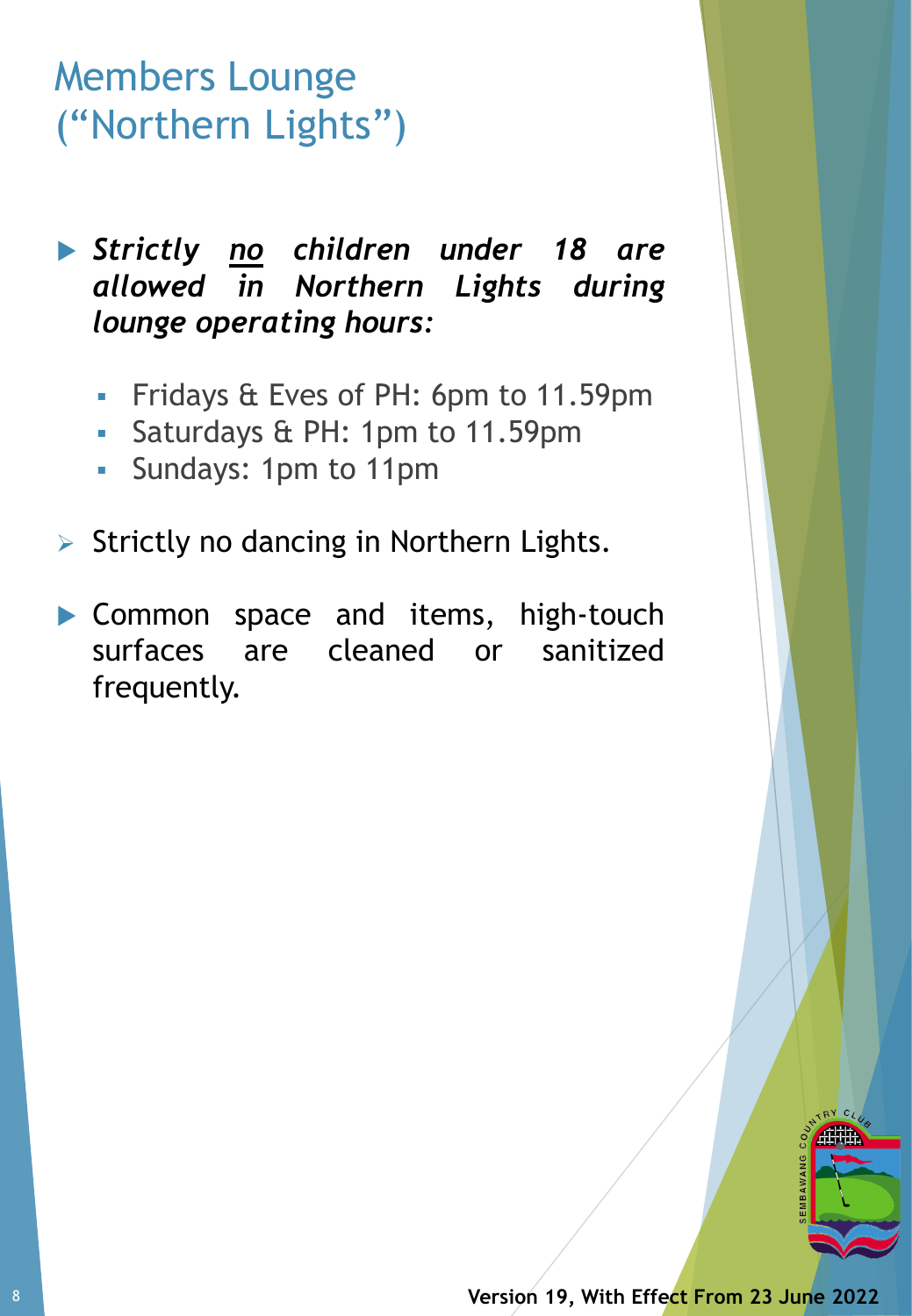# Members Lounge ("Northern Lights")

- ***Strictly <u>no</u> children under 18 are allowed in Northern Lights during lounge operating hours:***
  - Fridays & Eves of PH: 6pm to 11.59pm
  - Saturdays & PH: 1pm to 11.59pm
  - Sundays: 1pm to 11pm

- Strictly no dancing in Northern Lights.

- Common space and items, high-touch surfaces are cleaned or sanitized frequently.

**Version 19, With Effect From 23 June 2022**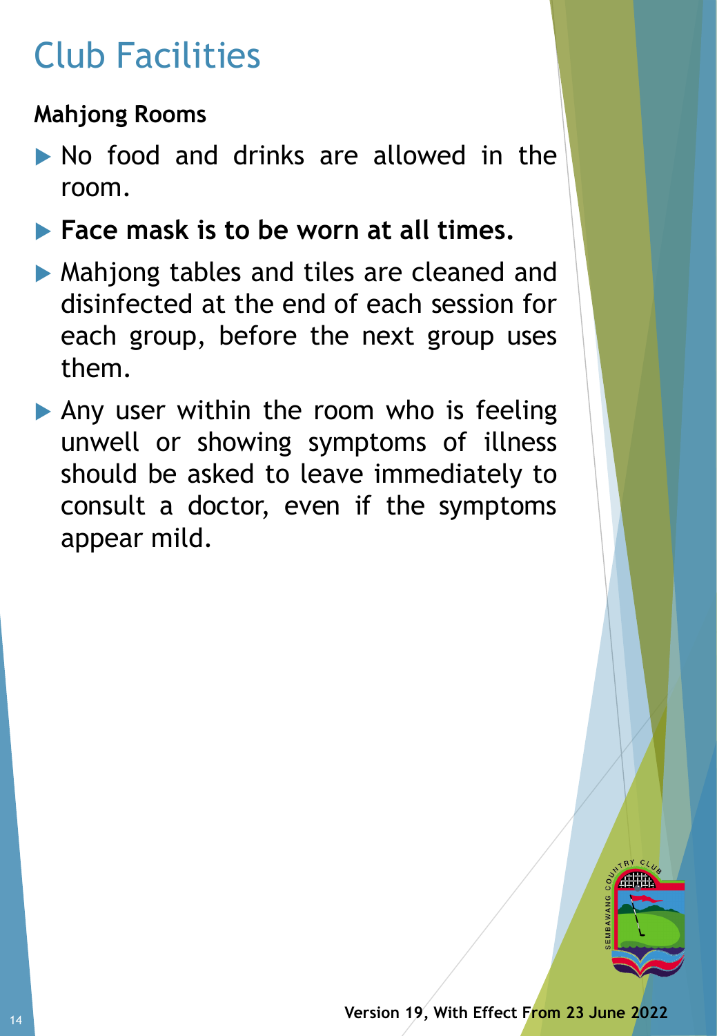# Club Facilities

**Mahjong Rooms**

- No food and drinks are allowed in the room.
- **Face mask is to be worn at all times.**
- Mahjong tables and tiles are cleaned and disinfected at the end of each session for each group, before the next group uses them.
- Any user within the room who is feeling unwell or showing symptoms of illness should be asked to leave immediately to consult a doctor, even if the symptoms appear mild.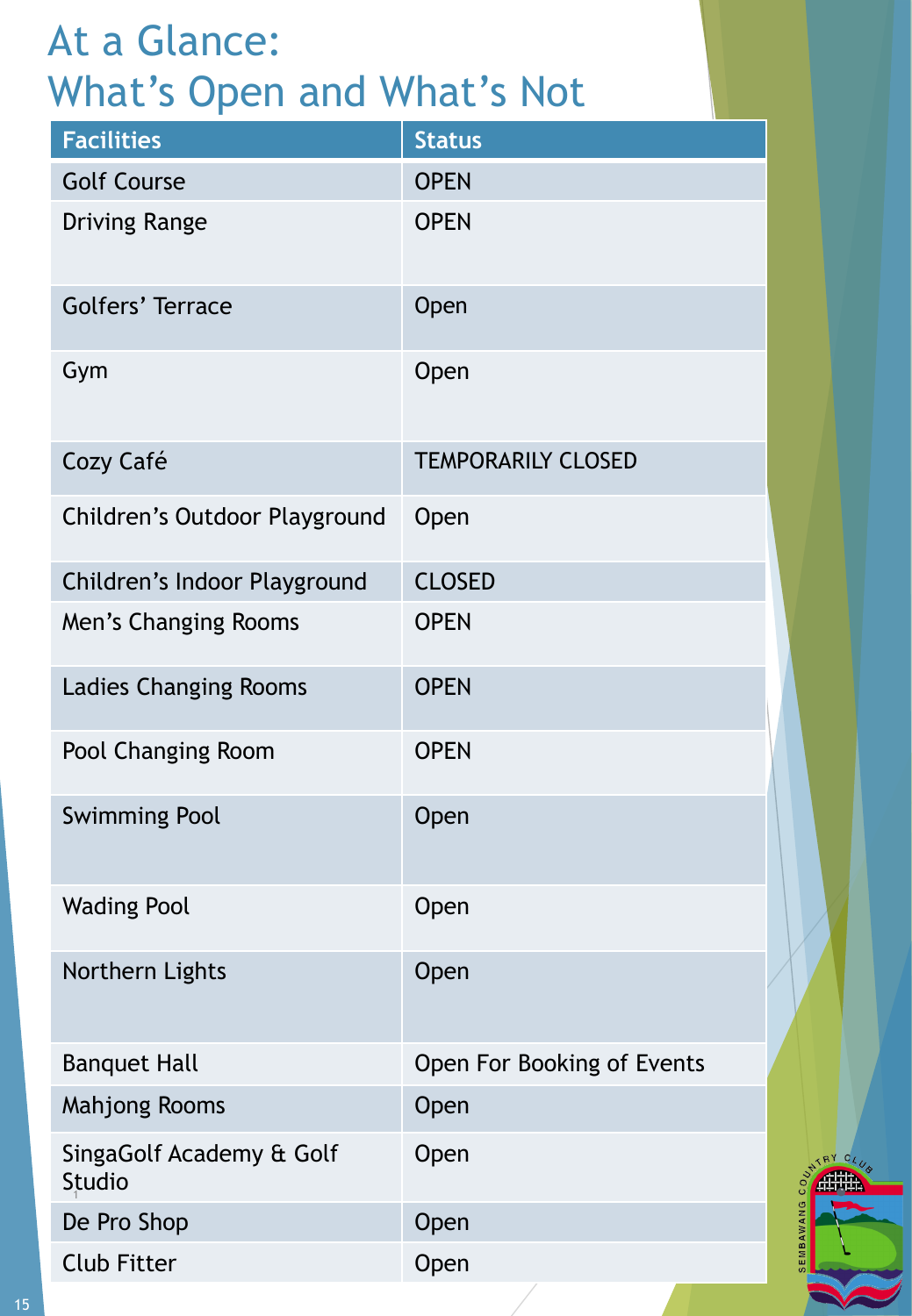# At a Glance:
# What's Open and What's Not

| Facilities | Status |
|---|---|
| Golf Course | OPEN |
| Driving Range | OPEN |
| Golfers' Terrace | Open |
| Gym | Open |
| Cozy Café | TEMPORARILY CLOSED |
| Children's Outdoor Playground | Open |
| Children's Indoor Playground | CLOSED |
| Men's Changing Rooms | OPEN |
| Ladies Changing Rooms | OPEN |
| Pool Changing Room | OPEN |
| Swimming Pool | Open |
| Wading Pool | Open |
| Northern Lights | Open |
| Banquet Hall | Open For Booking of Events |
| Mahjong Rooms | Open |
| SingaGolf Academy & Golf Studio | Open |
| De Pro Shop | Open |
| Club Fitter | Open |